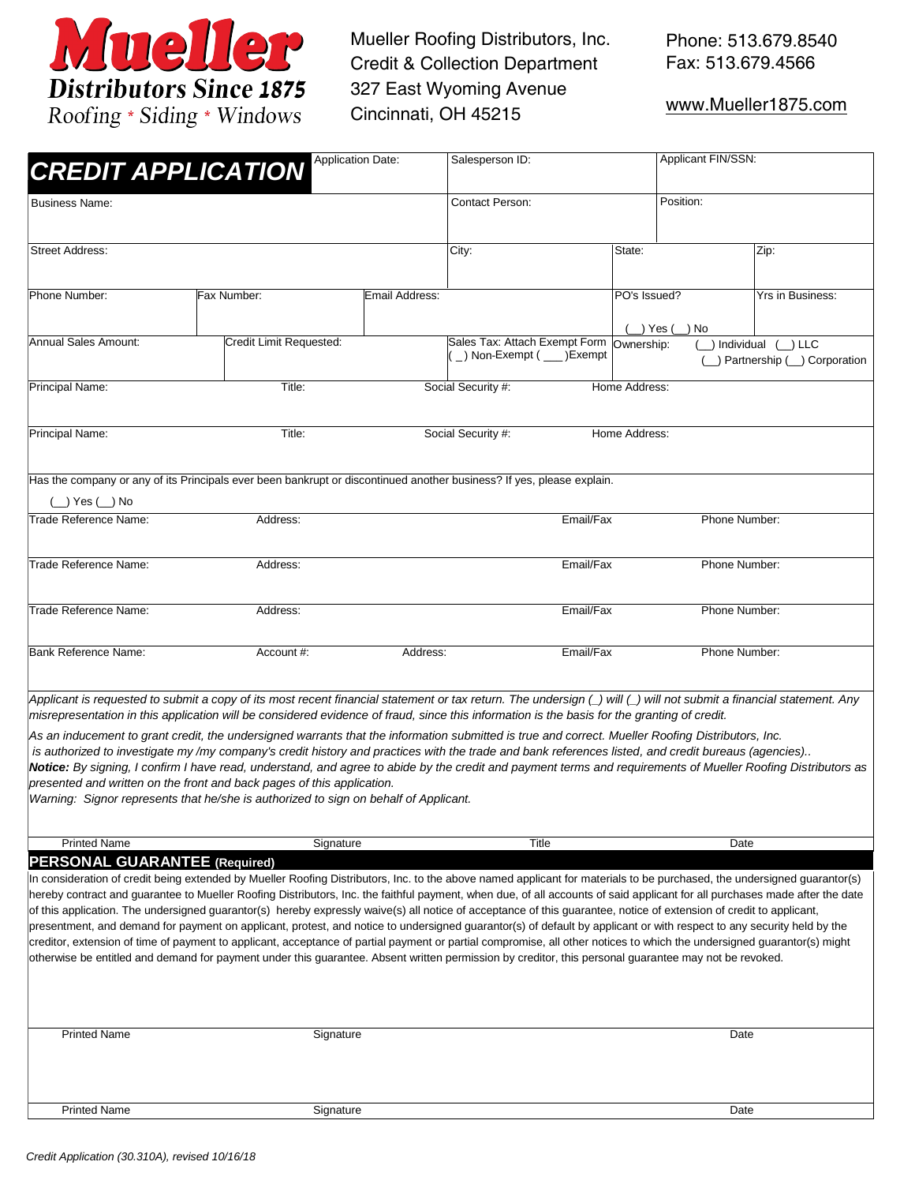# Mueller

**Distributors Since 1875**

Roofing * Siding * Windows

Mueller Roofing Distributors, Inc.
Credit & Collection Department
327 East Wyoming Avenue
Cincinnati, OH 45215

Phone: 513.679.8540
Fax: 513.679.4566

www.Mueller1875.com

## CREDIT APPLICATION

| Application Date: | Salesperson ID: | Applicant FIN/SSN: |
|---|---|---|
| | | |

| Business Name: | Contact Person: | Position: |
|---|---|---|
| | | |

| Street Address: | City: | State: | Zip: |
|---|---|---|---|
| | | | |

| Phone Number: | Fax Number: | Email Address: | PO's Issued? (__) Yes (__) No | Yrs in Business: |
|---|---|---|---|---|
| | | | | |

| Annual Sales Amount: | Credit Limit Requested: | Sales Tax: Attach Exempt Form ( _) Non-Exempt ( ___)Exempt | Ownership: (__) Individual (__) LLC (__) Partnership (__) Corporation |
|---|---|---|---|
| | | | |

| Principal Name: | Title: | Social Security #: | Home Address: |
|---|---|---|---|
| | | | |

| Principal Name: | Title: | Social Security #: | Home Address: |
|---|---|---|---|
| | | | |

Has the company or any of its Principals ever been bankrupt or discontinued another business? If yes, please explain.

(__) Yes (__) No

| Trade Reference Name: | Address: | Email/Fax | Phone Number: |
|---|---|---|---|
| | | | |

| Trade Reference Name: | Address: | Email/Fax | Phone Number: |
|---|---|---|---|
| | | | |

| Trade Reference Name: | Address: | Email/Fax | Phone Number: |
|---|---|---|---|
| | | | |

| Bank Reference Name: | Account #: | Address: | Email/Fax | Phone Number: |
|---|---|---|---|---|
| | | | | |

*Applicant is requested to submit a copy of its most recent financial statement or tax return. The undersign (_) will (_) will not submit a financial statement. Any misrepresentation in this application will be considered evidence of fraud, since this information is the basis for the granting of credit.*

*As an inducement to grant credit, the undersigned warrants that the information submitted is true and correct. Mueller Roofing Distributors, Inc. is authorized to investigate my /my company's credit history and practices with the trade and bank references listed, and credit bureaus (agencies)..*

***Notice:** By signing, I confirm I have read, understand, and agree to abide by the credit and payment terms and requirements of Mueller Roofing Distributors as presented and written on the front and back pages of this application.*

*Warning: Signor represents that he/she is authorized to sign on behalf of Applicant.*

| Printed Name | Signature | Title | Date |
|---|---|---|---|

## PERSONAL GUARANTEE (Required)

In consideration of credit being extended by Mueller Roofing Distributors, Inc. to the above named applicant for materials to be purchased, the undersigned guarantor(s) hereby contract and guarantee to Mueller Roofing Distributors, Inc. the faithful payment, when due, of all accounts of said applicant for all purchases made after the date of this application. The undersigned guarantor(s) hereby expressly waive(s) all notice of acceptance of this guarantee, notice of extension of credit to applicant, presentment, and demand for payment on applicant, protest, and notice to undersigned guarantor(s) of default by applicant or with respect to any security held by the creditor, extension of time of payment to applicant, acceptance of partial payment or partial compromise, all other notices to which the undersigned guarantor(s) might otherwise be entitled and demand for payment under this guarantee. Absent written permission by creditor, this personal guarantee may not be revoked.

| Printed Name | Signature | Date |
|---|---|---|

| Printed Name | Signature | Date |
|---|---|---|

*Credit Application (30.310A), revised 10/16/18*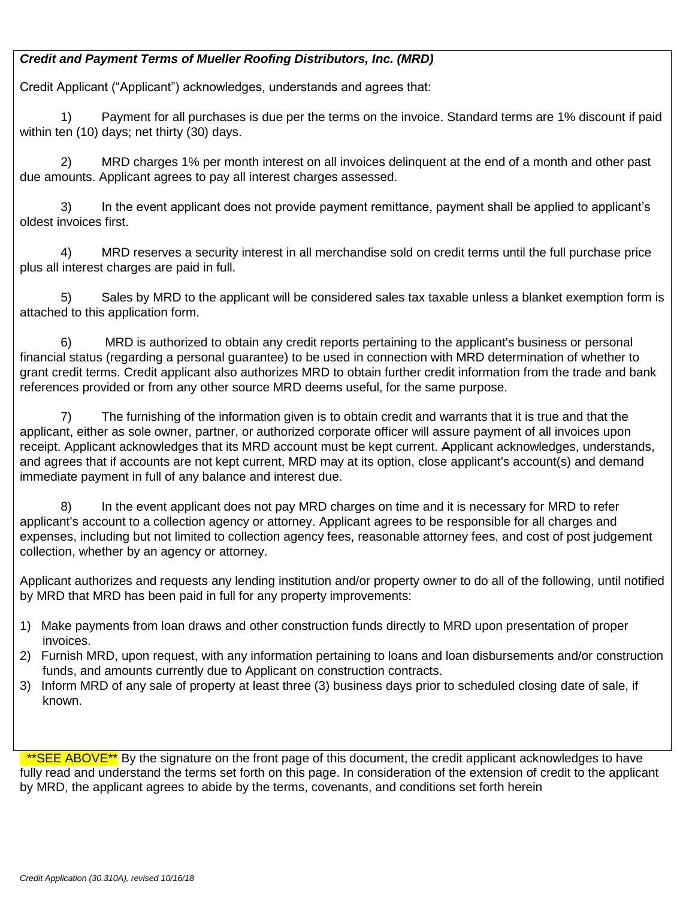***Credit and Payment Terms of Mueller Roofing Distributors, Inc. (MRD)***

Credit Applicant ("Applicant") acknowledges, understands and agrees that:

1) Payment for all purchases is due per the terms on the invoice. Standard terms are 1% discount if paid within ten (10) days; net thirty (30) days.

2) MRD charges 1% per month interest on all invoices delinquent at the end of a month and other past due amounts. Applicant agrees to pay all interest charges assessed.

3) In the event applicant does not provide payment remittance, payment shall be applied to applicant's oldest invoices first.

4) MRD reserves a security interest in all merchandise sold on credit terms until the full purchase price plus all interest charges are paid in full.

5) Sales by MRD to the applicant will be considered sales tax taxable unless a blanket exemption form is attached to this application form.

6) MRD is authorized to obtain any credit reports pertaining to the applicant's business or personal financial status (regarding a personal guarantee) to be used in connection with MRD determination of whether to grant credit terms. Credit applicant also authorizes MRD to obtain further credit information from the trade and bank references provided or from any other source MRD deems useful, for the same purpose.

7) The furnishing of the information given is to obtain credit and warrants that it is true and that the applicant, either as sole owner, partner, or authorized corporate officer will assure payment of all invoices upon receipt. Applicant acknowledges that its MRD account must be kept current. Applicant acknowledges, understands, and agrees that if accounts are not kept current, MRD may at its option, close applicant's account(s) and demand immediate payment in full of any balance and interest due.

8) In the event applicant does not pay MRD charges on time and it is necessary for MRD to refer applicant's account to a collection agency or attorney. Applicant agrees to be responsible for all charges and expenses, including but not limited to collection agency fees, reasonable attorney fees, and cost of post judgement collection, whether by an agency or attorney.

Applicant authorizes and requests any lending institution and/or property owner to do all of the following, until notified by MRD that MRD has been paid in full for any property improvements:

1) Make payments from loan draws and other construction funds directly to MRD upon presentation of proper invoices.
2) Furnish MRD, upon request, with any information pertaining to loans and loan disbursements and/or construction funds, and amounts currently due to Applicant on construction contracts.
3) Inform MRD of any sale of property at least three (3) business days prior to scheduled closing date of sale, if known.

\*\*SEE ABOVE\*\* By the signature on the front page of this document, the credit applicant acknowledges to have fully read and understand the terms set forth on this page. In consideration of the extension of credit to the applicant by MRD, the applicant agrees to abide by the terms, covenants, and conditions set forth herein

*Credit Application (30.310A), revised 10/16/18*